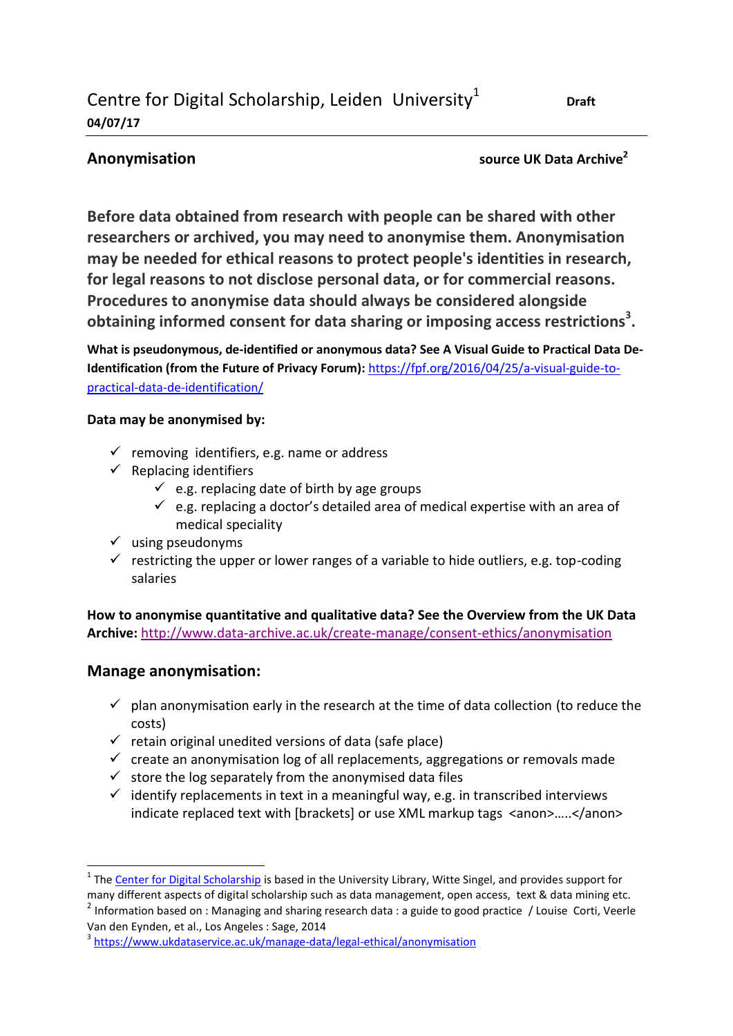Centre for Digital Scholarship, Leiden University[1] **Draft**
**04/07/17**

## Anonymisation

**source UK Data Archive[2]**

**Before data obtained from research with people can be shared with other researchers or archived, you may need to anonymise them. Anonymisation may be needed for ethical reasons to protect people's identities in research, for legal reasons to not disclose personal data, or for commercial reasons. Procedures to anonymise data should always be considered alongside obtaining informed consent for data sharing or imposing access restrictions[3].**

**What is pseudonymous, de-identified or anonymous data? See A Visual Guide to Practical Data De-Identification (from the Future of Privacy Forum):** https://fpf.org/2016/04/25/a-visual-guide-to-practical-data-de-identification/

**Data may be anonymised by:**

- ✓ removing identifiers, e.g. name or address
- ✓ Replacing identifiers
  - ✓ e.g. replacing date of birth by age groups
  - ✓ e.g. replacing a doctor's detailed area of medical expertise with an area of medical speciality
- ✓ using pseudonyms
- ✓ restricting the upper or lower ranges of a variable to hide outliers, e.g. top-coding salaries

**How to anonymise quantitative and qualitative data? See the Overview from the UK Data Archive:** http://www.data-archive.ac.uk/create-manage/consent-ethics/anonymisation

### Manage anonymisation:

- ✓ plan anonymisation early in the research at the time of data collection (to reduce the costs)
- ✓ retain original unedited versions of data (safe place)
- ✓ create an anonymisation log of all replacements, aggregations or removals made
- ✓ store the log separately from the anonymised data files
- ✓ identify replacements in text in a meaningful way, e.g. in transcribed interviews indicate replaced text with [brackets] or use XML markup tags <anon>…..</anon>

---

[1] The Center for Digital Scholarship is based in the University Library, Witte Singel, and provides support for many different aspects of digital scholarship such as data management, open access, text & data mining etc.

[2] Information based on : Managing and sharing research data : a guide to good practice / Louise Corti, Veerle Van den Eynden, et al., Los Angeles : Sage, 2014

[3] https://www.ukdataservice.ac.uk/manage-data/legal-ethical/anonymisation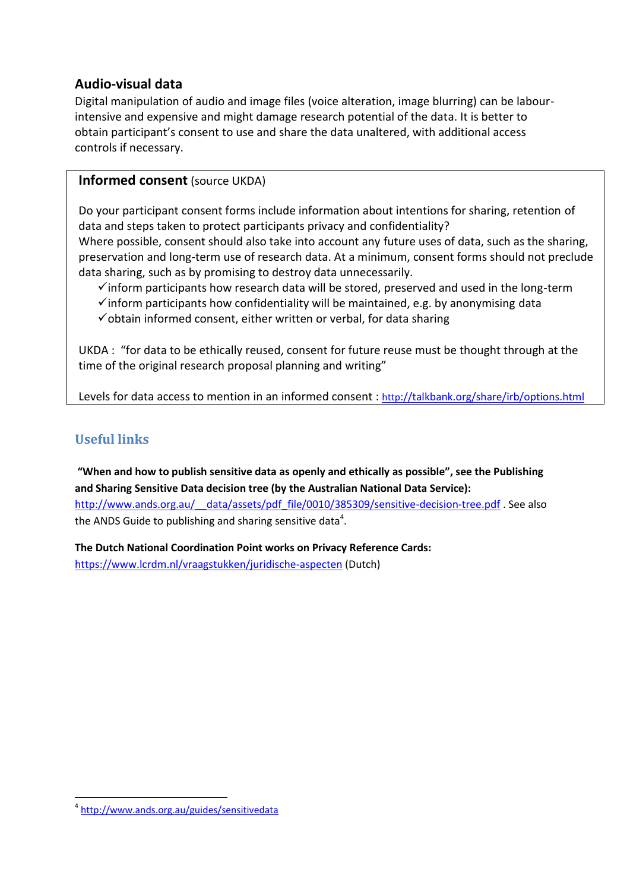## Audio-visual data

Digital manipulation of audio and image files (voice alteration, image blurring) can be labour-intensive and expensive and might damage research potential of the data. It is better to obtain participant's consent to use and share the data unaltered, with additional access controls if necessary.

**Informed consent** (source UKDA)

Do your participant consent forms include information about intentions for sharing, retention of data and steps taken to protect participants privacy and confidentiality?
Where possible, consent should also take into account any future uses of data, such as the sharing, preservation and long-term use of research data. At a minimum, consent forms should not preclude data sharing, such as by promising to destroy data unnecessarily.

- ✓inform participants how research data will be stored, preserved and used in the long-term
- ✓inform participants how confidentiality will be maintained, e.g. by anonymising data
- ✓obtain informed consent, either written or verbal, for data sharing

UKDA : "for data to be ethically reused, consent for future reuse must be thought through at the time of the original research proposal planning and writing"

Levels for data access to mention in an informed consent : http://talkbank.org/share/irb/options.html

## Useful links

**"When and how to publish sensitive data as openly and ethically as possible", see the Publishing and Sharing Sensitive Data decision tree (by the Australian National Data Service):**
http://www.ands.org.au/__data/assets/pdf_file/0010/385309/sensitive-decision-tree.pdf . See also the ANDS Guide to publishing and sharing sensitive data[4].

**The Dutch National Coordination Point works on Privacy Reference Cards:**
https://www.lcrdm.nl/vraagstukken/juridische-aspecten (Dutch)

[4] http://www.ands.org.au/guides/sensitivedata